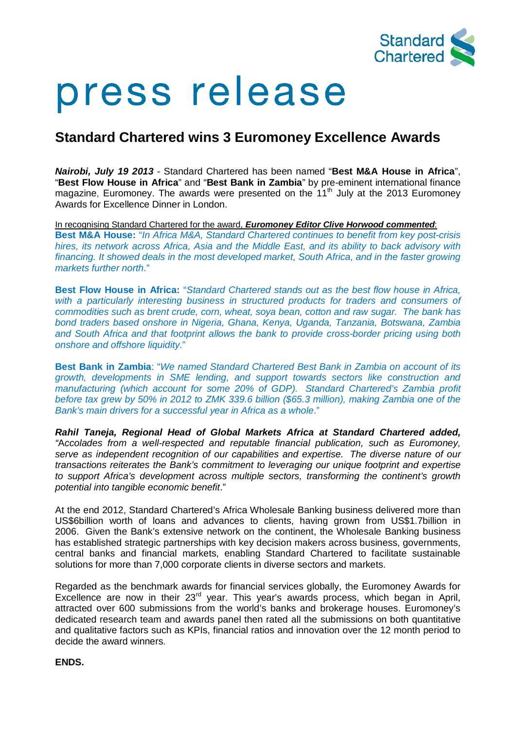# press release

## Standard Chartered wins 3 Euromoney Excellence Awards

***Nairobi, July 19 2013*** - Standard Chartered has been named "**Best M&A House in Africa**", "**Best Flow House in Africa**" and "**Best Bank in Zambia**" by pre-eminent international finance magazine, Euromoney. The awards were presented on the 11th July at the 2013 Euromoney Awards for Excellence Dinner in London.

In recognising Standard Chartered for the award, ***Euromoney Editor Clive Horwood commented***:

**Best M&A House:** "*In Africa M&A, Standard Chartered continues to benefit from key post-crisis hires, its network across Africa, Asia and the Middle East, and its ability to back advisory with financing. It showed deals in the most developed market, South Africa, and in the faster growing markets further north*."

**Best Flow House in Africa:** "*Standard Chartered stands out as the best flow house in Africa, with a particularly interesting business in structured products for traders and consumers of commodities such as brent crude, corn, wheat, soya bean, cotton and raw sugar. The bank has bond traders based onshore in Nigeria, Ghana, Kenya, Uganda, Tanzania, Botswana, Zambia and South Africa and that footprint allows the bank to provide cross-border pricing using both onshore and offshore liquidity*."

**Best Bank in Zambia**: "*We named Standard Chartered Best Bank in Zambia on account of its growth, developments in SME lending, and support towards sectors like construction and manufacturing (which account for some 20% of GDP). Standard Chartered's Zambia profit before tax grew by 50% in 2012 to ZMK 339.6 billion ($65.3 million), making Zambia one of the Bank's main drivers for a successful year in Africa as a whole*."

***Rahil Taneja, Regional Head of Global Markets Africa at Standard Chartered added,*** "*Accolades from a well-respected and reputable financial publication, such as Euromoney, serve as independent recognition of our capabilities and expertise. The diverse nature of our transactions reiterates the Bank's commitment to leveraging our unique footprint and expertise to support Africa's development across multiple sectors, transforming the continent's growth potential into tangible economic benefit*."

At the end 2012, Standard Chartered's Africa Wholesale Banking business delivered more than US$6billion worth of loans and advances to clients, having grown from US$1.7billion in 2006. Given the Bank's extensive network on the continent, the Wholesale Banking business has established strategic partnerships with key decision makers across business, governments, central banks and financial markets, enabling Standard Chartered to facilitate sustainable solutions for more than 7,000 corporate clients in diverse sectors and markets.

Regarded as the benchmark awards for financial services globally, the Euromoney Awards for Excellence are now in their 23rd year. This year's awards process, which began in April, attracted over 600 submissions from the world's banks and brokerage houses. Euromoney's dedicated research team and awards panel then rated all the submissions on both quantitative and qualitative factors such as KPIs, financial ratios and innovation over the 12 month period to decide the award winners.

**ENDS.**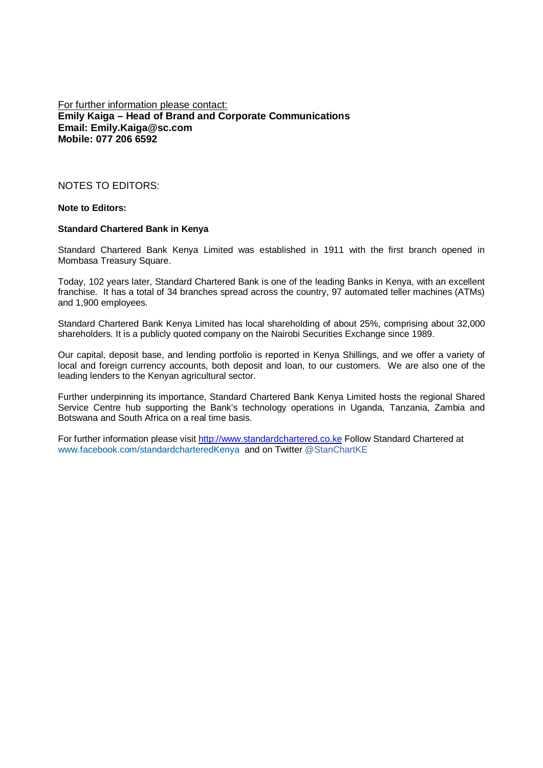For further information please contact:
**Emily Kaiga – Head of Brand and Corporate Communications**
**Email: Emily.Kaiga@sc.com**
**Mobile: 077 206 6592**

NOTES TO EDITORS:

**Note to Editors:**

**Standard Chartered Bank in Kenya**

Standard Chartered Bank Kenya Limited was established in 1911 with the first branch opened in Mombasa Treasury Square.

Today, 102 years later, Standard Chartered Bank is one of the leading Banks in Kenya, with an excellent franchise. It has a total of 34 branches spread across the country, 97 automated teller machines (ATMs) and 1,900 employees.

Standard Chartered Bank Kenya Limited has local shareholding of about 25%, comprising about 32,000 shareholders. It is a publicly quoted company on the Nairobi Securities Exchange since 1989.

Our capital, deposit base, and lending portfolio is reported in Kenya Shillings, and we offer a variety of local and foreign currency accounts, both deposit and loan, to our customers. We are also one of the leading lenders to the Kenyan agricultural sector.

Further underpinning its importance, Standard Chartered Bank Kenya Limited hosts the regional Shared Service Centre hub supporting the Bank's technology operations in Uganda, Tanzania, Zambia and Botswana and South Africa on a real time basis.

For further information please visit http://www.standardchartered.co.ke Follow Standard Chartered at www.facebook.com/standardcharteredKenya and on Twitter @StanChartKE